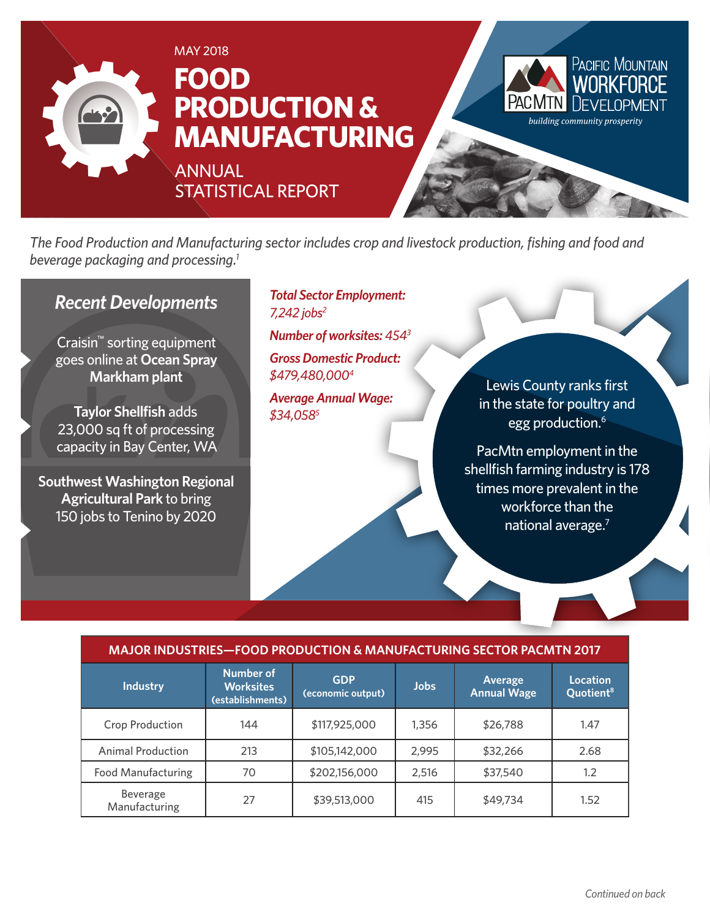MAY 2018

# FOOD PRODUCTION & MANUFACTURING

## ANNUAL STATISTICAL REPORT

PACIFIC MOUNTAIN WORKFORCE DEVELOPMENT
*building community prosperity*

*The Food Production and Manufacturing sector includes crop and livestock production, fishing and food and beverage packaging and processing.*[1]

## *Recent Developments*

Craisin™ sorting equipment goes online at **Ocean Spray Markham plant**

**Taylor Shellfish** adds 23,000 sq ft of processing capacity in Bay Center, WA

**Southwest Washington Regional Agricultural Park** to bring 150 jobs to Tenino by 2020

***Total Sector Employment:*** *7,242 jobs*[2]

***Number of worksites:*** *454*[3]

***Gross Domestic Product:*** *$479,480,000*[4]

***Average Annual Wage:*** *$34,058*[5]

Lewis County ranks first in the state for poultry and egg production.[6]

PacMtn employment in the shellfish farming industry is 178 times more prevalent in the workforce than the national average.[7]

**MAJOR INDUSTRIES—FOOD PRODUCTION & MANUFACTURING SECTOR PACMTN 2017**

| Industry | Number of Worksites (establishments) | GDP (economic output) | Jobs | Average Annual Wage | Location Quotient[8] |
|---|---|---|---|---|---|
| Crop Production | 144 | $117,925,000 | 1,356 | $26,788 | 1.47 |
| Animal Production | 213 | $105,142,000 | 2,995 | $32,266 | 2.68 |
| Food Manufacturing | 70 | $202,156,000 | 2,516 | $37,540 | 1.2 |
| Beverage Manufacturing | 27 | $39,513,000 | 415 | $49,734 | 1.52 |

*Continued on back*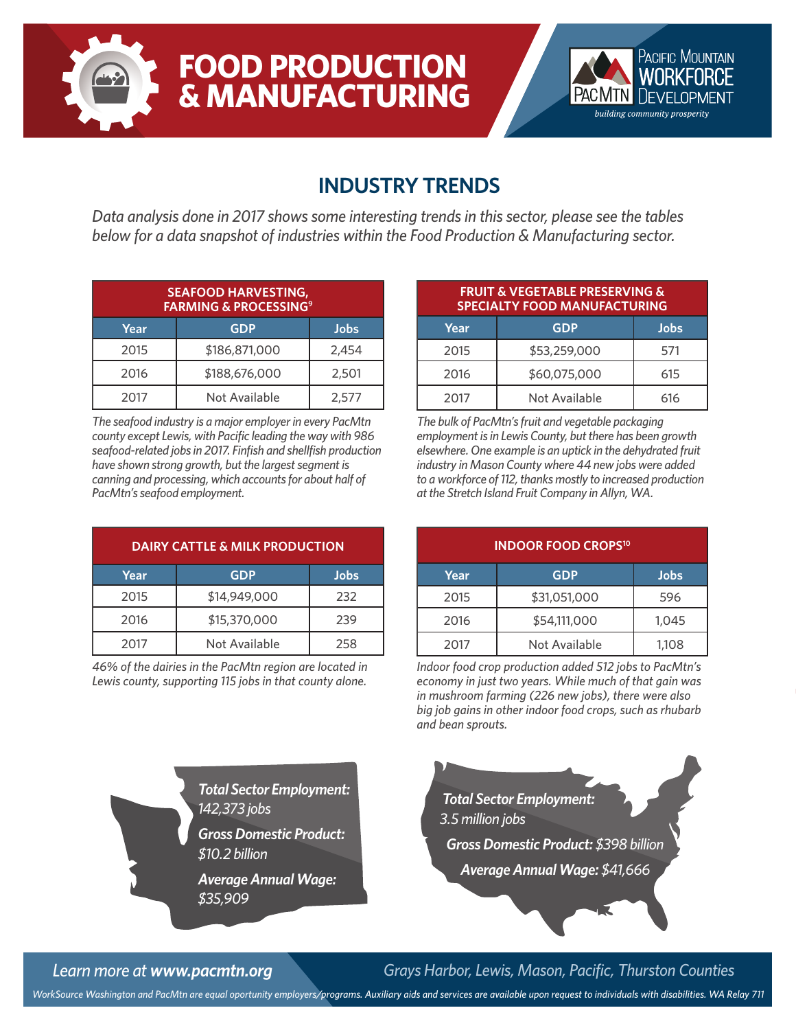# FOOD PRODUCTION & MANUFACTURING

Pacific Mountain WORKFORCE Development — PacMtn
*building community prosperity*

## INDUSTRY TRENDS

*Data analysis done in 2017 shows some interesting trends in this sector, please see the tables below for a data snapshot of industries within the Food Production & Manufacturing sector.*

**SEAFOOD HARVESTING, FARMING & PROCESSING[9]**

| Year | GDP | Jobs |
|---|---|---|
| 2015 | $186,871,000 | 2,454 |
| 2016 | $188,676,000 | 2,501 |
| 2017 | Not Available | 2,577 |

*The seafood industry is a major employer in every PacMtn county except Lewis, with Pacific leading the way with 986 seafood-related jobs in 2017. Finfish and shellfish production have shown strong growth, but the largest segment is canning and processing, which accounts for about half of PacMtn's seafood employment.*

**FRUIT & VEGETABLE PRESERVING & SPECIALTY FOOD MANUFACTURING**

| Year | GDP | Jobs |
|---|---|---|
| 2015 | $53,259,000 | 571 |
| 2016 | $60,075,000 | 615 |
| 2017 | Not Available | 616 |

*The bulk of PacMtn's fruit and vegetable packaging employment is in Lewis County, but there has been growth elsewhere. One example is an uptick in the dehydrated fruit industry in Mason County where 44 new jobs were added to a workforce of 112, thanks mostly to increased production at the Stretch Island Fruit Company in Allyn, WA.*

**DAIRY CATTLE & MILK PRODUCTION**

| Year | GDP | Jobs |
|---|---|---|
| 2015 | $14,949,000 | 232 |
| 2016 | $15,370,000 | 239 |
| 2017 | Not Available | 258 |

*46% of the dairies in the PacMtn region are located in Lewis county, supporting 115 jobs in that county alone.*

**INDOOR FOOD CROPS[10]**

| Year | GDP | Jobs |
|---|---|---|
| 2015 | $31,051,000 | 596 |
| 2016 | $54,111,000 | 1,045 |
| 2017 | Not Available | 1,108 |

*Indoor food crop production added 512 jobs to PacMtn's economy in just two years. While much of that gain was in mushroom farming (226 new jobs), there were also big job gains in other indoor food crops, such as rhubarb and bean sprouts.*

***Total Sector Employment:*** *142,373 jobs*

***Gross Domestic Product:*** *$10.2 billion*

***Average Annual Wage:*** *$35,909*

***Total Sector Employment:*** *3.5 million jobs*

***Gross Domestic Product:*** *$398 billion*

***Average Annual Wage:*** *$41,666*

*Learn more at* ***www.pacmtn.org***

*Grays Harbor, Lewis, Mason, Pacific, Thurston Counties*

*WorkSource Washington and PacMtn are equal oportunity employers/programs. Auxiliary aids and services are available upon request to individuals with disabilities. WA Relay 711*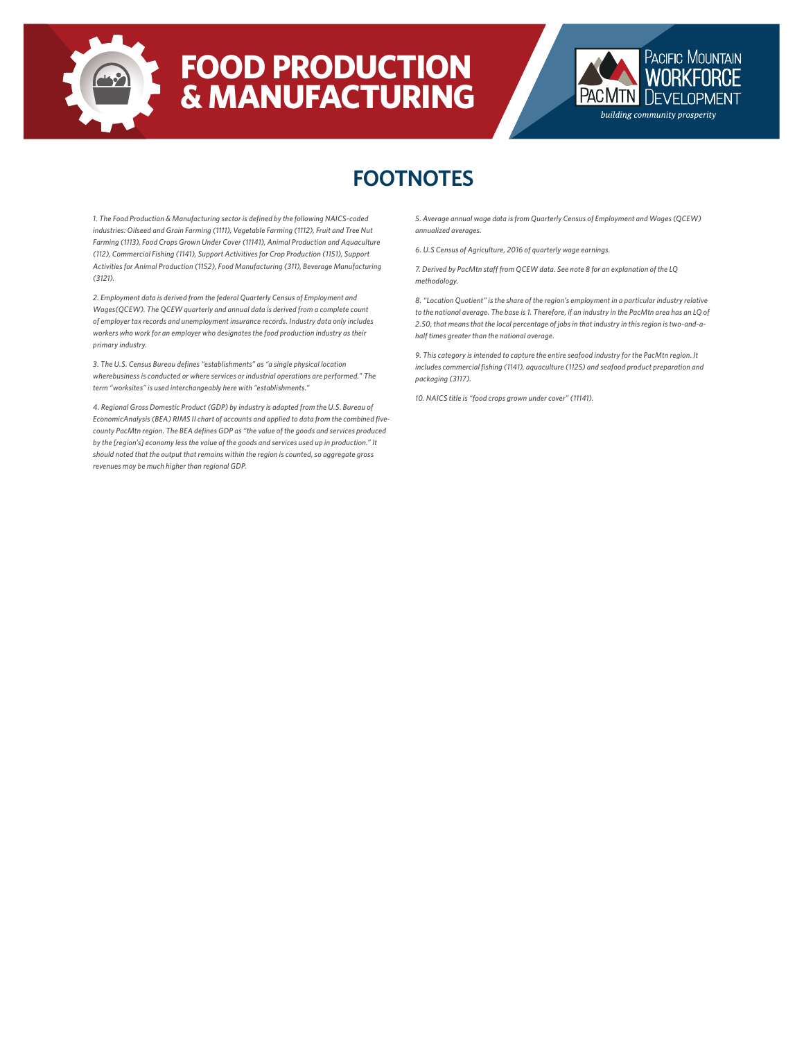# FOOD PRODUCTION & MANUFACTURING

## FOOTNOTES

*1. The Food Production & Manufacturing sector is defined by the following NAICS-coded industries: Oilseed and Grain Farming (1111), Vegetable Farming (1112), Fruit and Tree Nut Farming (1113), Food Crops Grown Under Cover (11141), Animal Production and Aquaculture (112), Commercial Fishing (1141), Support Activitives for Crop Production (1151), Support Activities for Animal Production (1152), Food Manufacturing (311), Beverage Manufacturing (3121).*

*2. Employment data is derived from the federal Quarterly Census of Employment and Wages(QCEW). The QCEW quarterly and annual data is derived from a complete count of employer tax records and unemployment insurance records. Industry data only includes workers who work for an employer who designates the food production industry as their primary industry.*

*3. The U.S. Census Bureau defines "establishments" as "a single physical location wherebusiness is conducted or where services or industrial operations are performed." The term "worksites" is used interchangeably here with "establishments."*

*4. Regional Gross Domestic Product (GDP) by industry is adapted from the U.S. Bureau of EconomicAnalysis (BEA) RIMS II chart of accounts and applied to data from the combined five-county PacMtn region. The BEA defines GDP as "the value of the goods and services produced by the [region's] economy less the value of the goods and services used up in production." It should noted that the output that remains within the region is counted, so aggregate gross revenues may be much higher than regional GDP.*

*5. Average annual wage data is from Quarterly Census of Employment and Wages (QCEW) annualized averages.*

*6. U.S Census of Agriculture, 2016 of quarterly wage earnings.*

*7. Derived by PacMtn staff from QCEW data. See note 8 for an explanation of the LQ methodology.*

*8. "Location Quotient" is the share of the region's employment in a particular industry relative to the national average. The base is 1. Therefore, if an industry in the PacMtn area has an LQ of 2.50, that means that the local percentage of jobs in that industry in this region is two-and-a-half times greater than the national average.*

*9. This category is intended to capture the entire seafood industry for the PacMtn region. It includes commercial fishing (1141), aquaculture (1125) and seafood product preparation and packaging (3117).*

*10. NAICS title is "food crops grown under cover" (11141).*